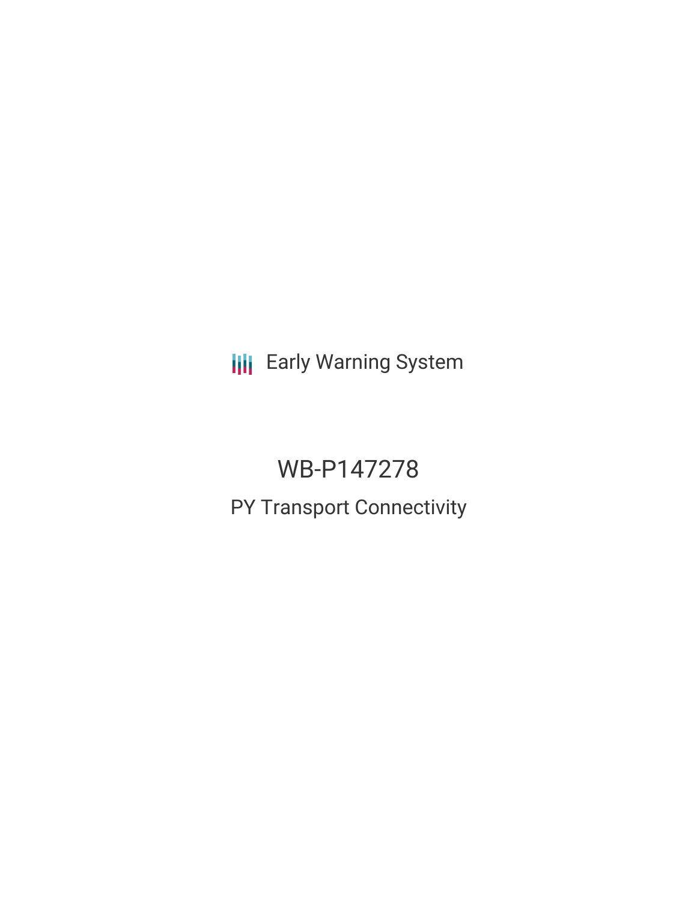Early Warning System

# WB-P147278

## PY Transport Connectivity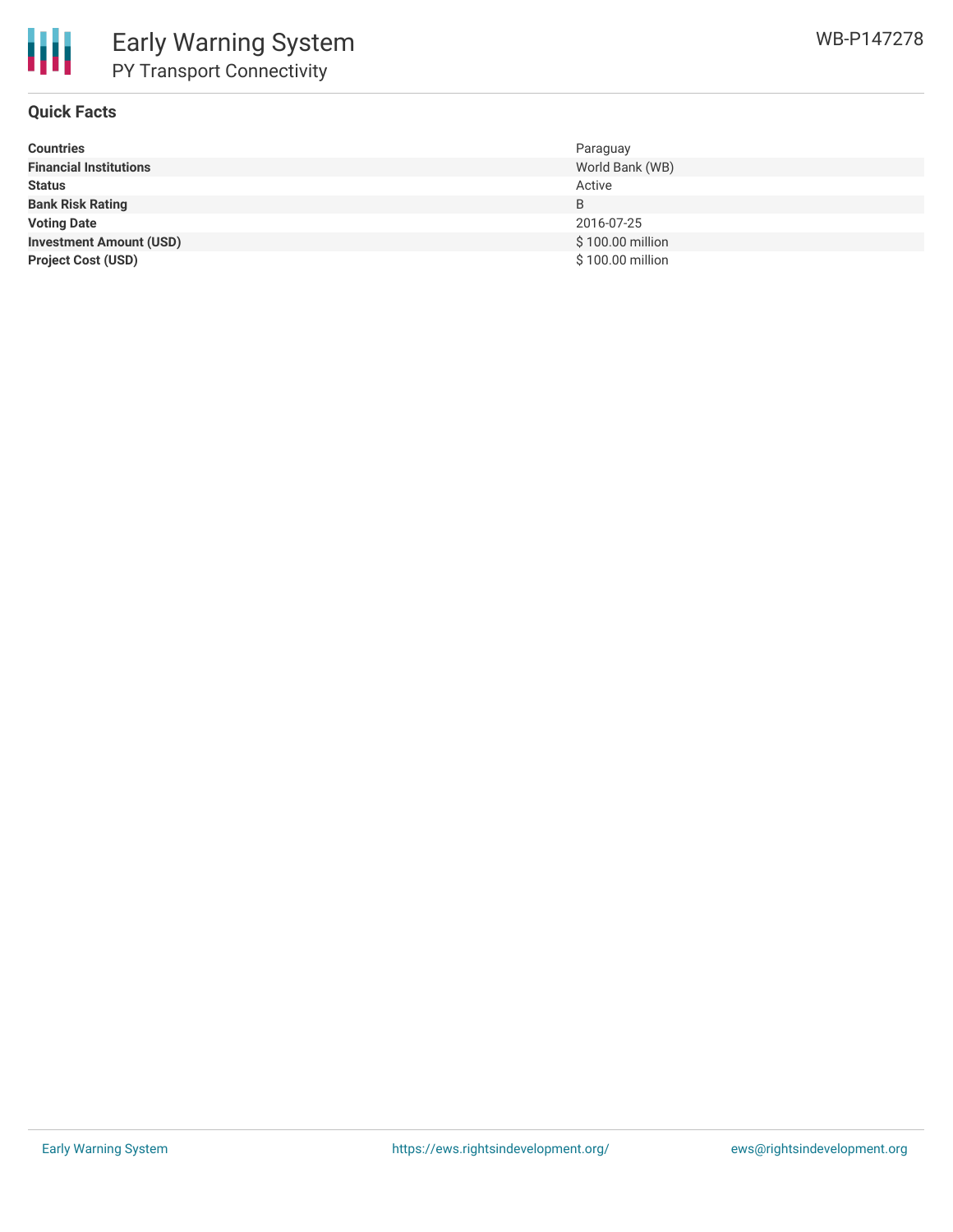## Quick Facts

| | |
|---|---|
| **Countries** | Paraguay |
| **Financial Institutions** | World Bank (WB) |
| **Status** | Active |
| **Bank Risk Rating** | B |
| **Voting Date** | 2016-07-25 |
| **Investment Amount (USD)** | $ 100.00 million |
| **Project Cost (USD)** | $ 100.00 million |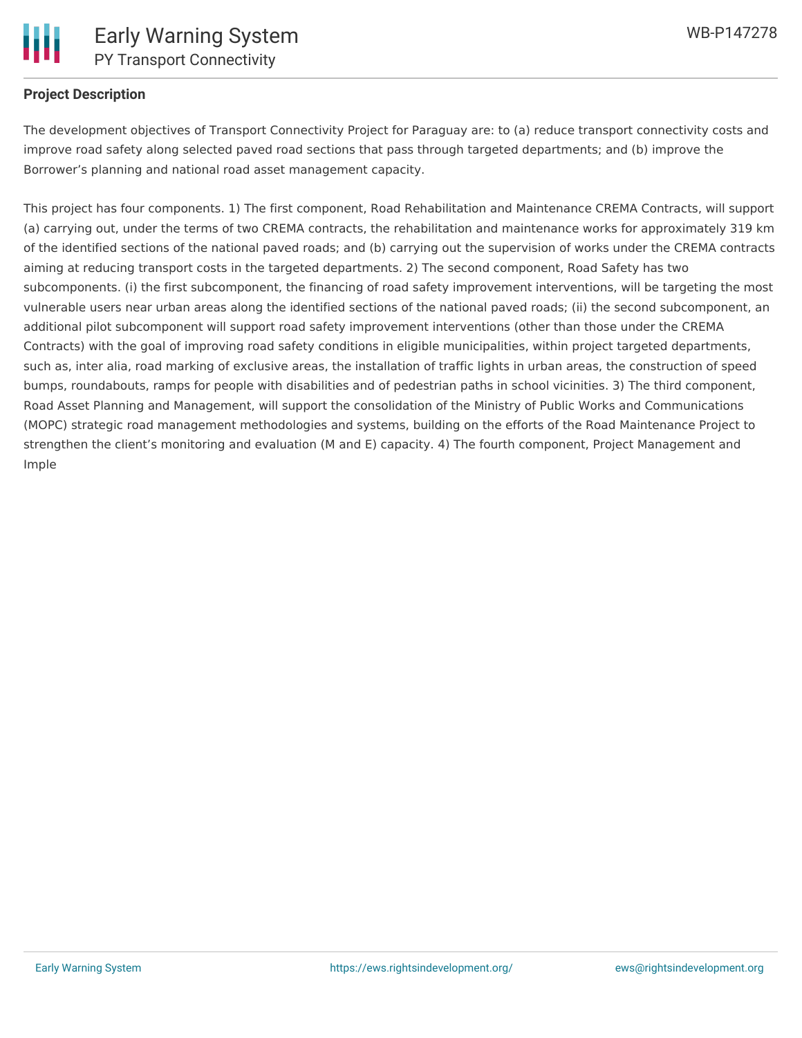**Project Description**

The development objectives of Transport Connectivity Project for Paraguay are: to (a) reduce transport connectivity costs and improve road safety along selected paved road sections that pass through targeted departments; and (b) improve the Borrower's planning and national road asset management capacity.

This project has four components. 1) The first component, Road Rehabilitation and Maintenance CREMA Contracts, will support (a) carrying out, under the terms of two CREMA contracts, the rehabilitation and maintenance works for approximately 319 km of the identified sections of the national paved roads; and (b) carrying out the supervision of works under the CREMA contracts aiming at reducing transport costs in the targeted departments. 2) The second component, Road Safety has two subcomponents. (i) the first subcomponent, the financing of road safety improvement interventions, will be targeting the most vulnerable users near urban areas along the identified sections of the national paved roads; (ii) the second subcomponent, an additional pilot subcomponent will support road safety improvement interventions (other than those under the CREMA Contracts) with the goal of improving road safety conditions in eligible municipalities, within project targeted departments, such as, inter alia, road marking of exclusive areas, the installation of traffic lights in urban areas, the construction of speed bumps, roundabouts, ramps for people with disabilities and of pedestrian paths in school vicinities. 3) The third component, Road Asset Planning and Management, will support the consolidation of the Ministry of Public Works and Communications (MOPC) strategic road management methodologies and systems, building on the efforts of the Road Maintenance Project to strengthen the client's monitoring and evaluation (M and E) capacity. 4) The fourth component, Project Management and Imple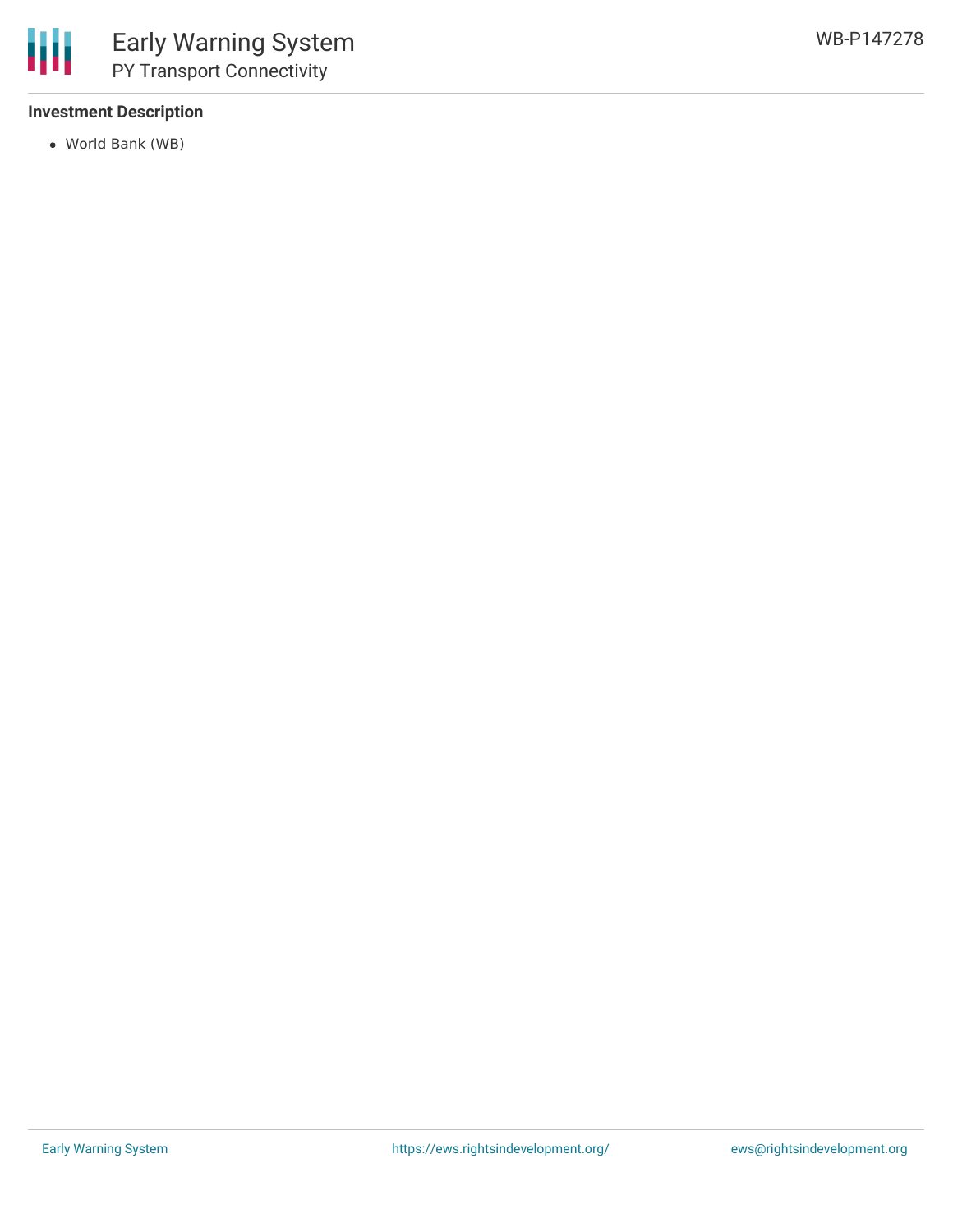### Investment Description

- World Bank (WB)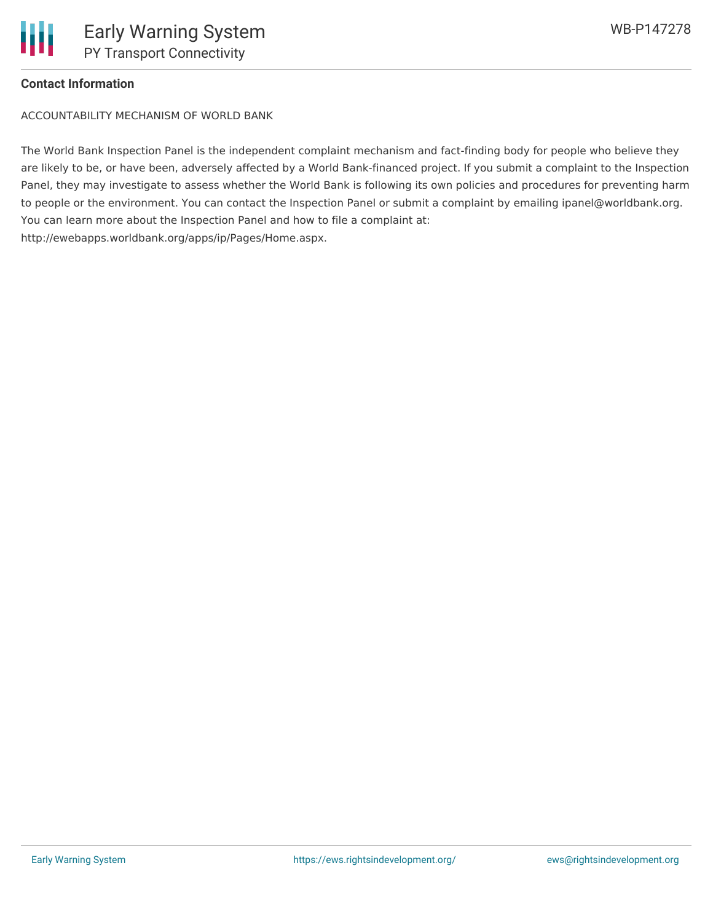**Contact Information**

ACCOUNTABILITY MECHANISM OF WORLD BANK

The World Bank Inspection Panel is the independent complaint mechanism and fact-finding body for people who believe they are likely to be, or have been, adversely affected by a World Bank-financed project. If you submit a complaint to the Inspection Panel, they may investigate to assess whether the World Bank is following its own policies and procedures for preventing harm to people or the environment. You can contact the Inspection Panel or submit a complaint by emailing ipanel@worldbank.org. You can learn more about the Inspection Panel and how to file a complaint at: http://ewebapps.worldbank.org/apps/ip/Pages/Home.aspx.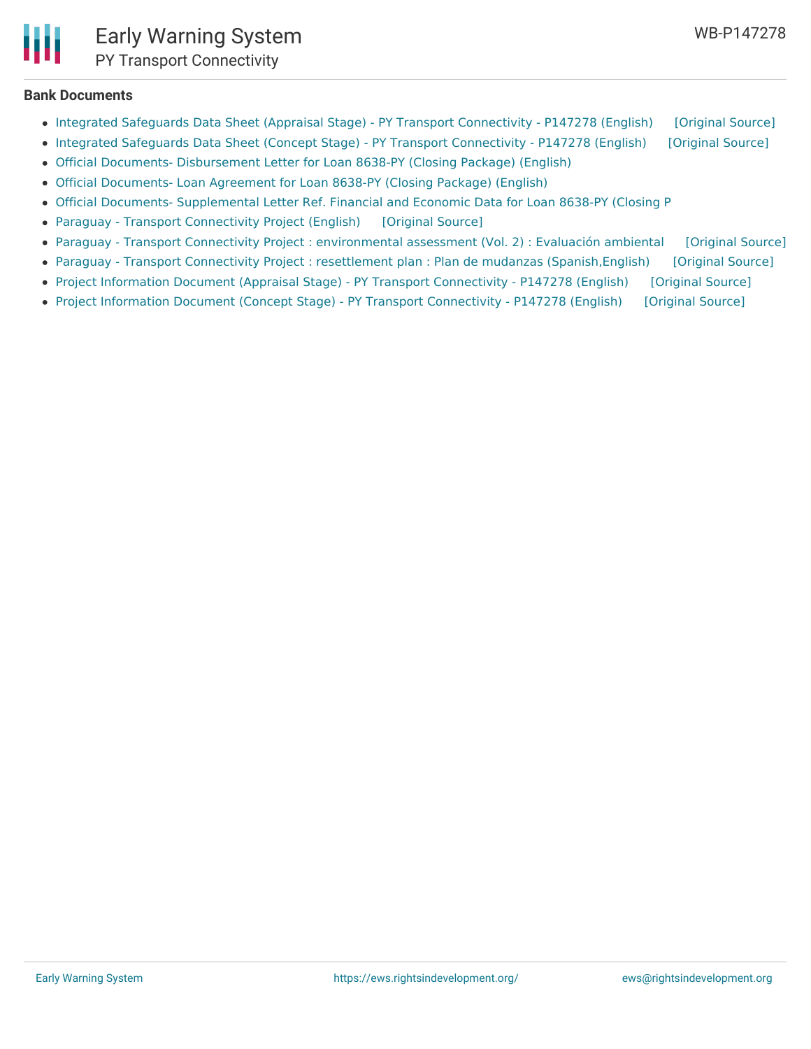## Bank Documents

- Integrated Safeguards Data Sheet (Appraisal Stage) - PY Transport Connectivity - P147278 (English) [Original Source]
- Integrated Safeguards Data Sheet (Concept Stage) - PY Transport Connectivity - P147278 (English) [Original Source]
- Official Documents- Disbursement Letter for Loan 8638-PY (Closing Package) (English)
- Official Documents- Loan Agreement for Loan 8638-PY (Closing Package) (English)
- Official Documents- Supplemental Letter Ref. Financial and Economic Data for Loan 8638-PY (Closing P
- Paraguay - Transport Connectivity Project (English) [Original Source]
- Paraguay - Transport Connectivity Project : environmental assessment (Vol. 2) : Evaluación ambiental [Original Source]
- Paraguay - Transport Connectivity Project : resettlement plan : Plan de mudanzas (Spanish,English) [Original Source]
- Project Information Document (Appraisal Stage) - PY Transport Connectivity - P147278 (English) [Original Source]
- Project Information Document (Concept Stage) - PY Transport Connectivity - P147278 (English) [Original Source]